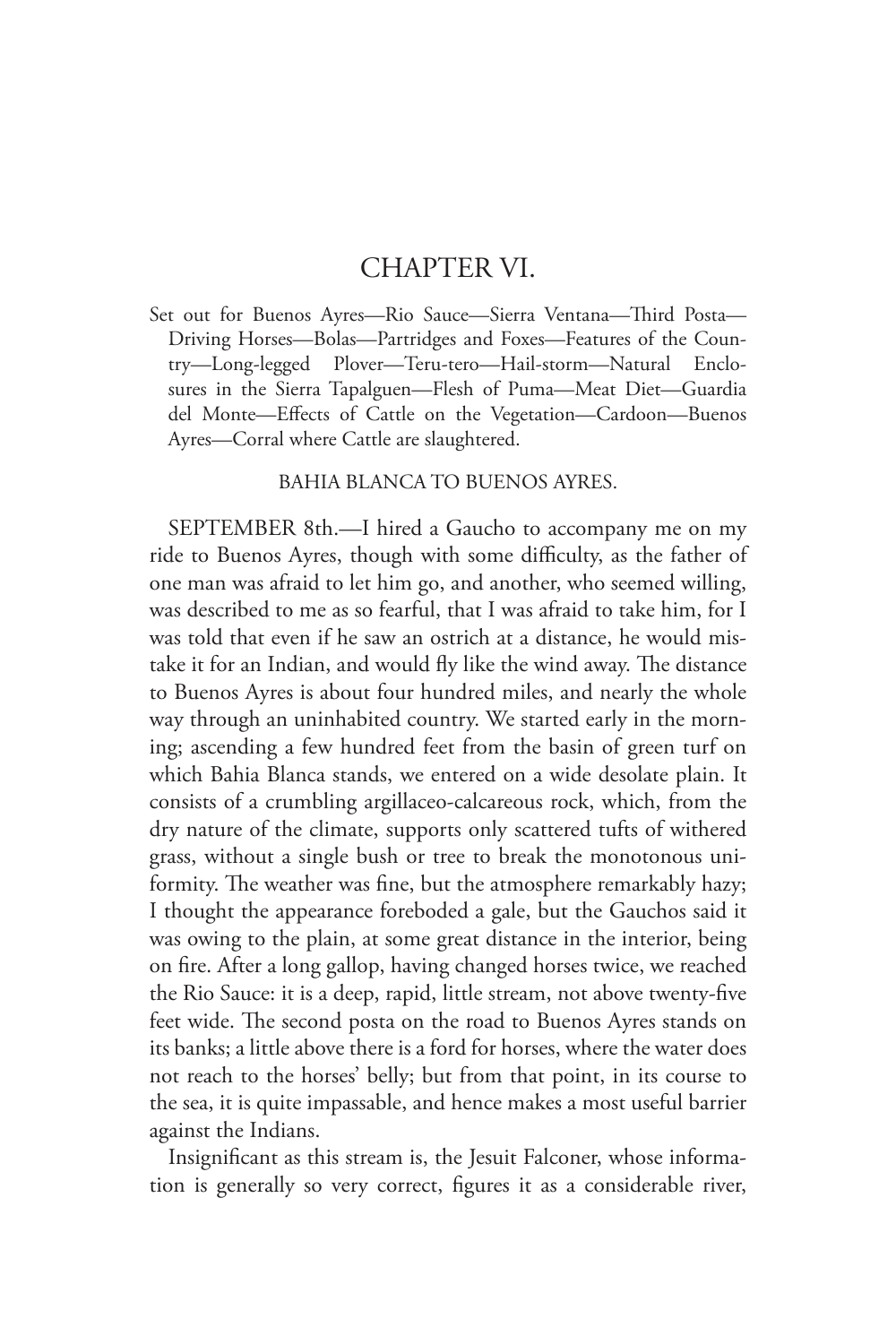# CHAPTER VI.

Set out for Buenos Ayres—Rio Sauce—Sierra Ventana—Third Posta—Driving Horses—Bolas—Partridges and Foxes—Features of the Country—Long-legged Plover—Teru-tero—Hail-storm—Natural Enclosures in the Sierra Tapalguen—Flesh of Puma—Meat Diet—Guardia del Monte—Effects of Cattle on the Vegetation—Cardoon—Buenos Ayres—Corral where Cattle are slaughtered.

## BAHIA BLANCA TO BUENOS AYRES.

SEPTEMBER 8th.—I hired a Gaucho to accompany me on my ride to Buenos Ayres, though with some difficulty, as the father of one man was afraid to let him go, and another, who seemed willing, was described to me as so fearful, that I was afraid to take him, for I was told that even if he saw an ostrich at a distance, he would mistake it for an Indian, and would fly like the wind away. The distance to Buenos Ayres is about four hundred miles, and nearly the whole way through an uninhabited country. We started early in the morning; ascending a few hundred feet from the basin of green turf on which Bahia Blanca stands, we entered on a wide desolate plain. It consists of a crumbling argillaceo-calcareous rock, which, from the dry nature of the climate, supports only scattered tufts of withered grass, without a single bush or tree to break the monotonous uniformity. The weather was fine, but the atmosphere remarkably hazy; I thought the appearance foreboded a gale, but the Gauchos said it was owing to the plain, at some great distance in the interior, being on fire. After a long gallop, having changed horses twice, we reached the Rio Sauce: it is a deep, rapid, little stream, not above twenty-five feet wide. The second posta on the road to Buenos Ayres stands on its banks; a little above there is a ford for horses, where the water does not reach to the horses' belly; but from that point, in its course to the sea, it is quite impassable, and hence makes a most useful barrier against the Indians.

Insignificant as this stream is, the Jesuit Falconer, whose information is generally so very correct, figures it as a considerable river,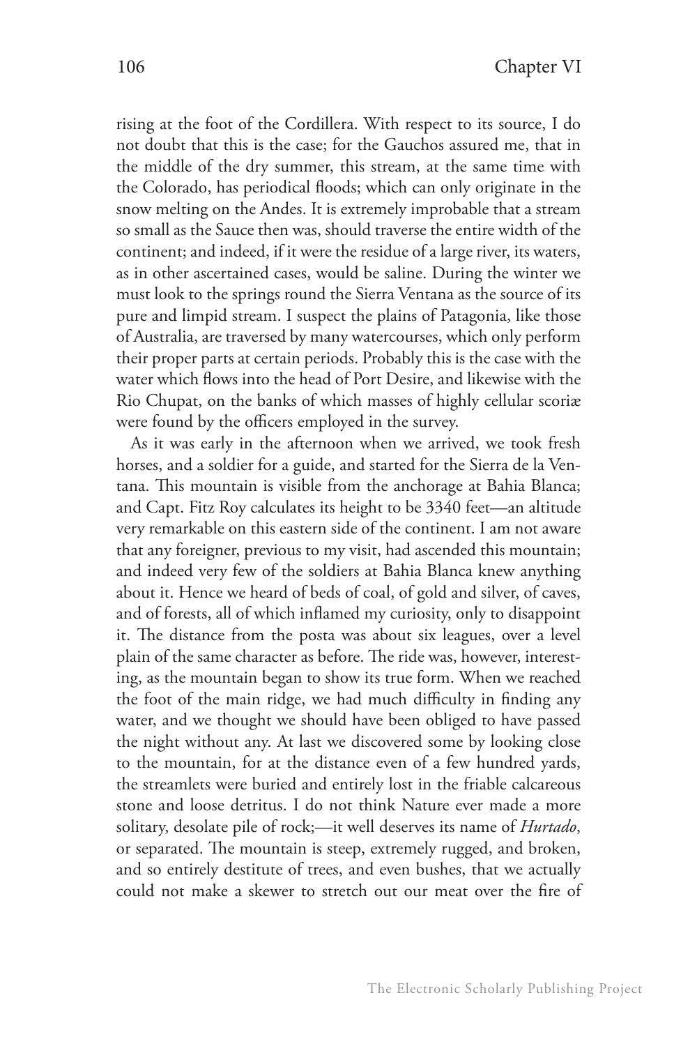rising at the foot of the Cordillera. With respect to its source, I do not doubt that this is the case; for the Gauchos assured me, that in the middle of the dry summer, this stream, at the same time with the Colorado, has periodical floods; which can only originate in the snow melting on the Andes. It is extremely improbable that a stream so small as the Sauce then was, should traverse the entire width of the continent; and indeed, if it were the residue of a large river, its waters, as in other ascertained cases, would be saline. During the winter we must look to the springs round the Sierra Ventana as the source of its pure and limpid stream. I suspect the plains of Patagonia, like those of Australia, are traversed by many watercourses, which only perform their proper parts at certain periods. Probably this is the case with the water which flows into the head of Port Desire, and likewise with the Rio Chupat, on the banks of which masses of highly cellular scoriæ were found by the officers employed in the survey.

As it was early in the afternoon when we arrived, we took fresh horses, and a soldier for a guide, and started for the Sierra de la Ventana. This mountain is visible from the anchorage at Bahia Blanca; and Capt. Fitz Roy calculates its height to be 3340 feet—an altitude very remarkable on this eastern side of the continent. I am not aware that any foreigner, previous to my visit, had ascended this mountain; and indeed very few of the soldiers at Bahia Blanca knew anything about it. Hence we heard of beds of coal, of gold and silver, of caves, and of forests, all of which inflamed my curiosity, only to disappoint it. The distance from the posta was about six leagues, over a level plain of the same character as before. The ride was, however, interesting, as the mountain began to show its true form. When we reached the foot of the main ridge, we had much difficulty in finding any water, and we thought we should have been obliged to have passed the night without any. At last we discovered some by looking close to the mountain, for at the distance even of a few hundred yards, the streamlets were buried and entirely lost in the friable calcareous stone and loose detritus. I do not think Nature ever made a more solitary, desolate pile of rock;—it well deserves its name of *Hurtado*, or separated. The mountain is steep, extremely rugged, and broken, and so entirely destitute of trees, and even bushes, that we actually could not make a skewer to stretch out our meat over the fire of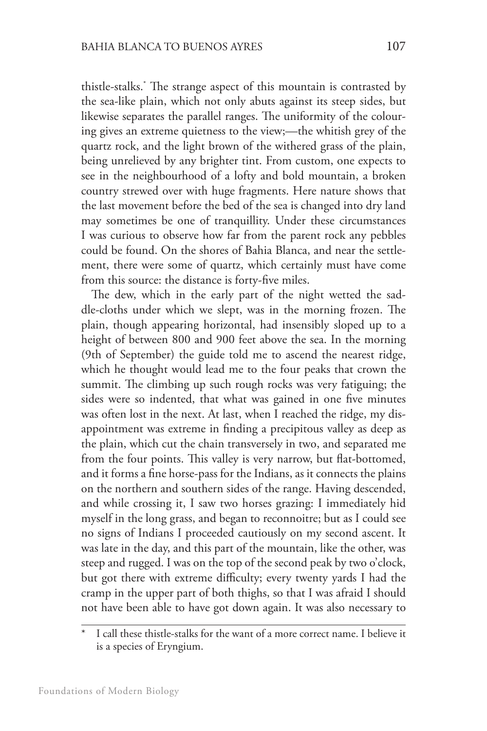thistle-stalks.* The strange aspect of this mountain is contrasted by the sea-like plain, which not only abuts against its steep sides, but likewise separates the parallel ranges. The uniformity of the colouring gives an extreme quietness to the view;—the whitish grey of the quartz rock, and the light brown of the withered grass of the plain, being unrelieved by any brighter tint. From custom, one expects to see in the neighbourhood of a lofty and bold mountain, a broken country strewed over with huge fragments. Here nature shows that the last movement before the bed of the sea is changed into dry land may sometimes be one of tranquillity. Under these circumstances I was curious to observe how far from the parent rock any pebbles could be found. On the shores of Bahia Blanca, and near the settlement, there were some of quartz, which certainly must have come from this source: the distance is forty-five miles.

The dew, which in the early part of the night wetted the saddle-cloths under which we slept, was in the morning frozen. The plain, though appearing horizontal, had insensibly sloped up to a height of between 800 and 900 feet above the sea. In the morning (9th of September) the guide told me to ascend the nearest ridge, which he thought would lead me to the four peaks that crown the summit. The climbing up such rough rocks was very fatiguing; the sides were so indented, that what was gained in one five minutes was often lost in the next. At last, when I reached the ridge, my disappointment was extreme in finding a precipitous valley as deep as the plain, which cut the chain transversely in two, and separated me from the four points. This valley is very narrow, but flat-bottomed, and it forms a fine horse-pass for the Indians, as it connects the plains on the northern and southern sides of the range. Having descended, and while crossing it, I saw two horses grazing: I immediately hid myself in the long grass, and began to reconnoitre; but as I could see no signs of Indians I proceeded cautiously on my second ascent. It was late in the day, and this part of the mountain, like the other, was steep and rugged. I was on the top of the second peak by two o'clock, but got there with extreme difficulty; every twenty yards I had the cramp in the upper part of both thighs, so that I was afraid I should not have been able to have got down again. It was also necessary to

---

* I call these thistle-stalks for the want of a more correct name. I believe it is a species of Eryngium.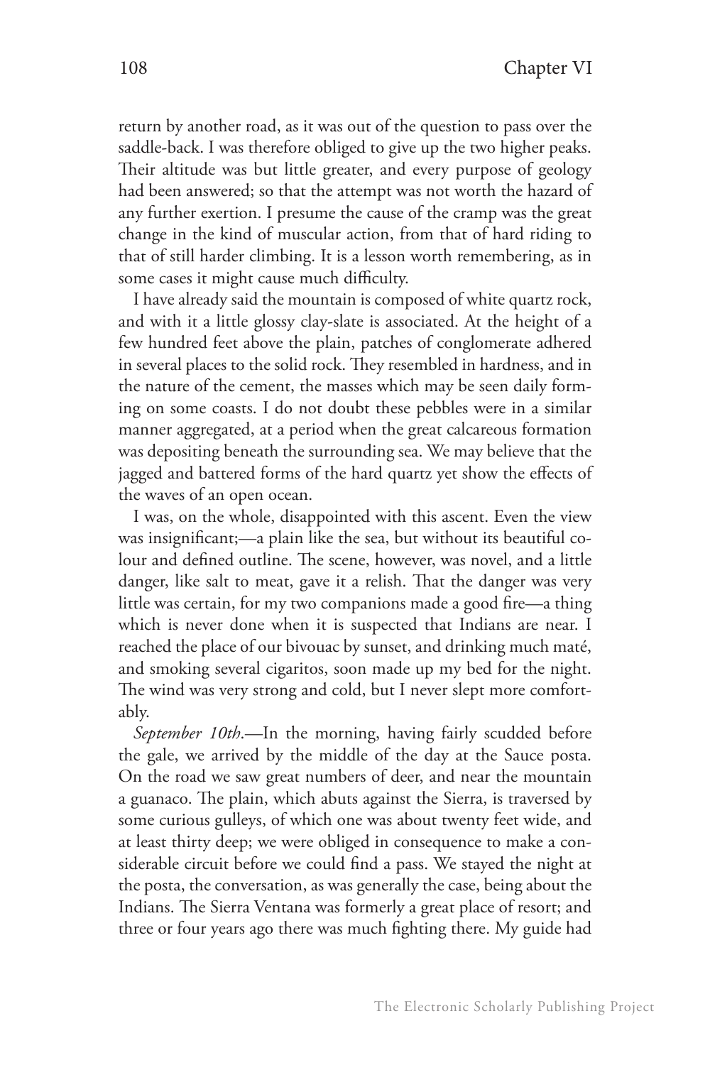return by another road, as it was out of the question to pass over the saddle-back. I was therefore obliged to give up the two higher peaks. Their altitude was but little greater, and every purpose of geology had been answered; so that the attempt was not worth the hazard of any further exertion. I presume the cause of the cramp was the great change in the kind of muscular action, from that of hard riding to that of still harder climbing. It is a lesson worth remembering, as in some cases it might cause much difficulty.

I have already said the mountain is composed of white quartz rock, and with it a little glossy clay-slate is associated. At the height of a few hundred feet above the plain, patches of conglomerate adhered in several places to the solid rock. They resembled in hardness, and in the nature of the cement, the masses which may be seen daily forming on some coasts. I do not doubt these pebbles were in a similar manner aggregated, at a period when the great calcareous formation was depositing beneath the surrounding sea. We may believe that the jagged and battered forms of the hard quartz yet show the effects of the waves of an open ocean.

I was, on the whole, disappointed with this ascent. Even the view was insignificant;—a plain like the sea, but without its beautiful colour and defined outline. The scene, however, was novel, and a little danger, like salt to meat, gave it a relish. That the danger was very little was certain, for my two companions made a good fire—a thing which is never done when it is suspected that Indians are near. I reached the place of our bivouac by sunset, and drinking much maté, and smoking several cigaritos, soon made up my bed for the night. The wind was very strong and cold, but I never slept more comfortably.

*September 10th*.—In the morning, having fairly scudded before the gale, we arrived by the middle of the day at the Sauce posta. On the road we saw great numbers of deer, and near the mountain a guanaco. The plain, which abuts against the Sierra, is traversed by some curious gulleys, of which one was about twenty feet wide, and at least thirty deep; we were obliged in consequence to make a considerable circuit before we could find a pass. We stayed the night at the posta, the conversation, as was generally the case, being about the Indians. The Sierra Ventana was formerly a great place of resort; and three or four years ago there was much fighting there. My guide had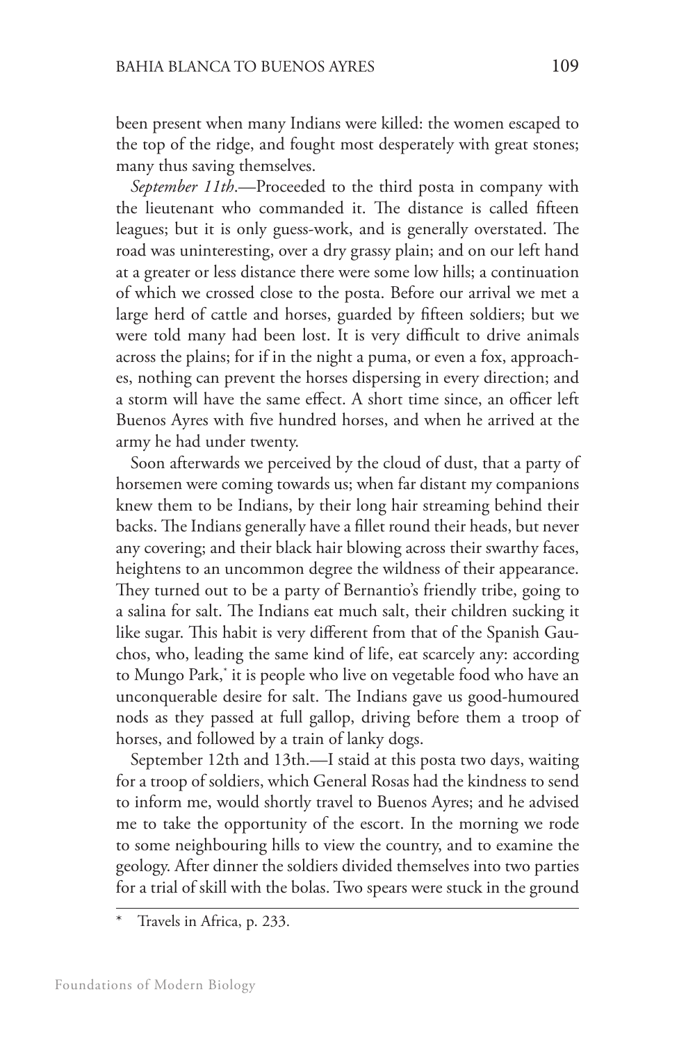been present when many Indians were killed: the women escaped to the top of the ridge, and fought most desperately with great stones; many thus saving themselves.

*September 11th*.—Proceeded to the third posta in company with the lieutenant who commanded it. The distance is called fifteen leagues; but it is only guess-work, and is generally overstated. The road was uninteresting, over a dry grassy plain; and on our left hand at a greater or less distance there were some low hills; a continuation of which we crossed close to the posta. Before our arrival we met a large herd of cattle and horses, guarded by fifteen soldiers; but we were told many had been lost. It is very difficult to drive animals across the plains; for if in the night a puma, or even a fox, approaches, nothing can prevent the horses dispersing in every direction; and a storm will have the same effect. A short time since, an officer left Buenos Ayres with five hundred horses, and when he arrived at the army he had under twenty.

Soon afterwards we perceived by the cloud of dust, that a party of horsemen were coming towards us; when far distant my companions knew them to be Indians, by their long hair streaming behind their backs. The Indians generally have a fillet round their heads, but never any covering; and their black hair blowing across their swarthy faces, heightens to an uncommon degree the wildness of their appearance. They turned out to be a party of Bernantio's friendly tribe, going to a salina for salt. The Indians eat much salt, their children sucking it like sugar. This habit is very different from that of the Spanish Gauchos, who, leading the same kind of life, eat scarcely any: according to Mungo Park,* it is people who live on vegetable food who have an unconquerable desire for salt. The Indians gave us good-humoured nods as they passed at full gallop, driving before them a troop of horses, and followed by a train of lanky dogs.

September 12th and 13th.—I staid at this posta two days, waiting for a troop of soldiers, which General Rosas had the kindness to send to inform me, would shortly travel to Buenos Ayres; and he advised me to take the opportunity of the escort. In the morning we rode to some neighbouring hills to view the country, and to examine the geology. After dinner the soldiers divided themselves into two parties for a trial of skill with the bolas. Two spears were stuck in the ground

---

\* Travels in Africa, p. 233.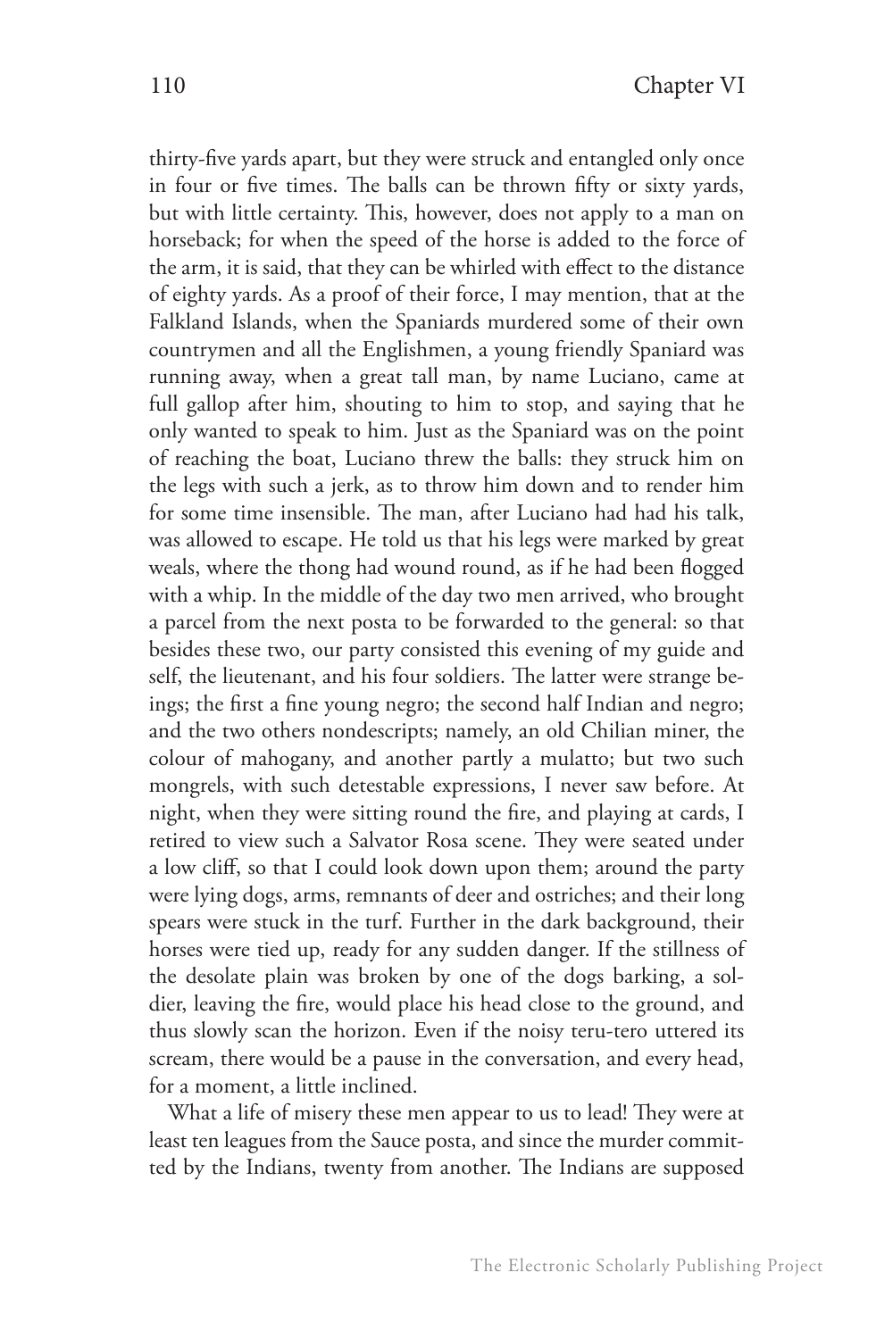thirty-five yards apart, but they were struck and entangled only once in four or five times. The balls can be thrown fifty or sixty yards, but with little certainty. This, however, does not apply to a man on horseback; for when the speed of the horse is added to the force of the arm, it is said, that they can be whirled with effect to the distance of eighty yards. As a proof of their force, I may mention, that at the Falkland Islands, when the Spaniards murdered some of their own countrymen and all the Englishmen, a young friendly Spaniard was running away, when a great tall man, by name Luciano, came at full gallop after him, shouting to him to stop, and saying that he only wanted to speak to him. Just as the Spaniard was on the point of reaching the boat, Luciano threw the balls: they struck him on the legs with such a jerk, as to throw him down and to render him for some time insensible. The man, after Luciano had had his talk, was allowed to escape. He told us that his legs were marked by great weals, where the thong had wound round, as if he had been flogged with a whip. In the middle of the day two men arrived, who brought a parcel from the next posta to be forwarded to the general: so that besides these two, our party consisted this evening of my guide and self, the lieutenant, and his four soldiers. The latter were strange beings; the first a fine young negro; the second half Indian and negro; and the two others nondescripts; namely, an old Chilian miner, the colour of mahogany, and another partly a mulatto; but two such mongrels, with such detestable expressions, I never saw before. At night, when they were sitting round the fire, and playing at cards, I retired to view such a Salvator Rosa scene. They were seated under a low cliff, so that I could look down upon them; around the party were lying dogs, arms, remnants of deer and ostriches; and their long spears were stuck in the turf. Further in the dark background, their horses were tied up, ready for any sudden danger. If the stillness of the desolate plain was broken by one of the dogs barking, a soldier, leaving the fire, would place his head close to the ground, and thus slowly scan the horizon. Even if the noisy teru-tero uttered its scream, there would be a pause in the conversation, and every head, for a moment, a little inclined.

What a life of misery these men appear to us to lead! They were at least ten leagues from the Sauce posta, and since the murder committed by the Indians, twenty from another. The Indians are supposed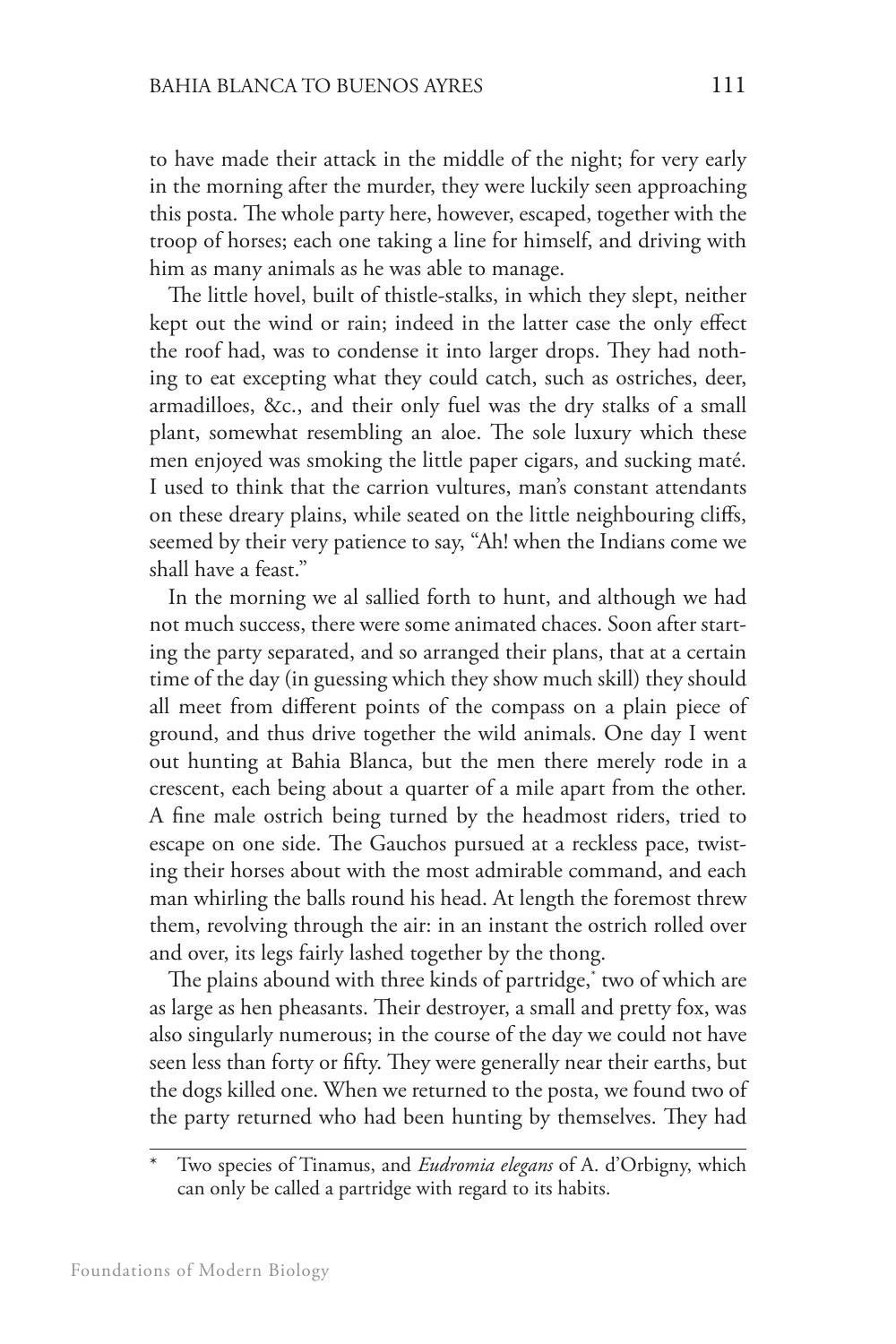to have made their attack in the middle of the night; for very early in the morning after the murder, they were luckily seen approaching this posta. The whole party here, however, escaped, together with the troop of horses; each one taking a line for himself, and driving with him as many animals as he was able to manage.

The little hovel, built of thistle-stalks, in which they slept, neither kept out the wind or rain; indeed in the latter case the only effect the roof had, was to condense it into larger drops. They had nothing to eat excepting what they could catch, such as ostriches, deer, armadilloes, &c., and their only fuel was the dry stalks of a small plant, somewhat resembling an aloe. The sole luxury which these men enjoyed was smoking the little paper cigars, and sucking maté. I used to think that the carrion vultures, man's constant attendants on these dreary plains, while seated on the little neighbouring cliffs, seemed by their very patience to say, "Ah! when the Indians come we shall have a feast."

In the morning we al sallied forth to hunt, and although we had not much success, there were some animated chaces. Soon after starting the party separated, and so arranged their plans, that at a certain time of the day (in guessing which they show much skill) they should all meet from different points of the compass on a plain piece of ground, and thus drive together the wild animals. One day I went out hunting at Bahia Blanca, but the men there merely rode in a crescent, each being about a quarter of a mile apart from the other. A fine male ostrich being turned by the headmost riders, tried to escape on one side. The Gauchos pursued at a reckless pace, twisting their horses about with the most admirable command, and each man whirling the balls round his head. At length the foremost threw them, revolving through the air: in an instant the ostrich rolled over and over, its legs fairly lashed together by the thong.

The plains abound with three kinds of partridge,* two of which are as large as hen pheasants. Their destroyer, a small and pretty fox, was also singularly numerous; in the course of the day we could not have seen less than forty or fifty. They were generally near their earths, but the dogs killed one. When we returned to the posta, we found two of the party returned who had been hunting by themselves. They had

\* Two species of Tinamus, and *Eudromia elegans* of A. d'Orbigny, which can only be called a partridge with regard to its habits.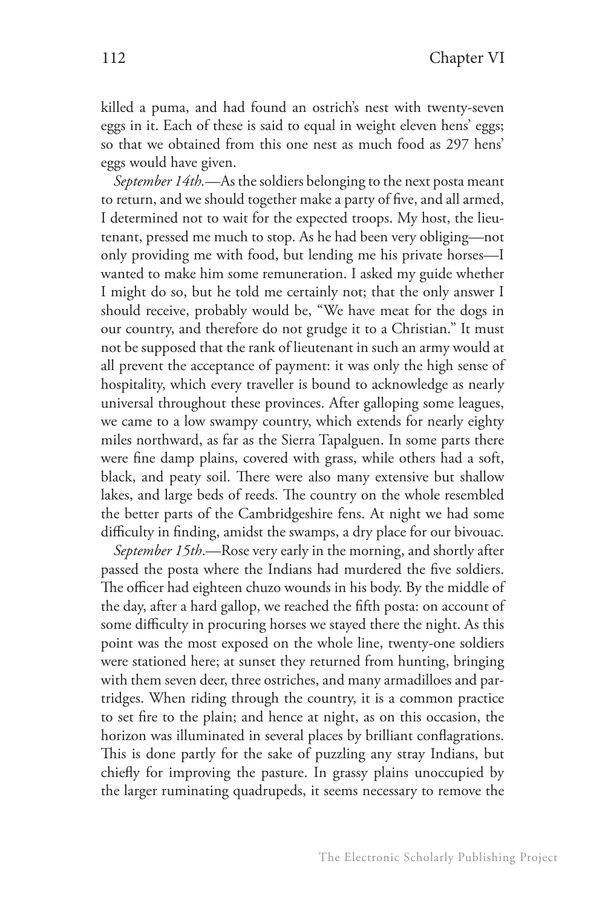killed a puma, and had found an ostrich's nest with twenty-seven eggs in it. Each of these is said to equal in weight eleven hens' eggs; so that we obtained from this one nest as much food as 297 hens' eggs would have given.

*September 14th.*—As the soldiers belonging to the next posta meant to return, and we should together make a party of five, and all armed, I determined not to wait for the expected troops. My host, the lieutenant, pressed me much to stop. As he had been very obliging—not only providing me with food, but lending me his private horses—I wanted to make him some remuneration. I asked my guide whether I might do so, but he told me certainly not; that the only answer I should receive, probably would be, "We have meat for the dogs in our country, and therefore do not grudge it to a Christian." It must not be supposed that the rank of lieutenant in such an army would at all prevent the acceptance of payment: it was only the high sense of hospitality, which every traveller is bound to acknowledge as nearly universal throughout these provinces. After galloping some leagues, we came to a low swampy country, which extends for nearly eighty miles northward, as far as the Sierra Tapalguen. In some parts there were fine damp plains, covered with grass, while others had a soft, black, and peaty soil. There were also many extensive but shallow lakes, and large beds of reeds. The country on the whole resembled the better parts of the Cambridgeshire fens. At night we had some difficulty in finding, amidst the swamps, a dry place for our bivouac.

*September 15th.*—Rose very early in the morning, and shortly after passed the posta where the Indians had murdered the five soldiers. The officer had eighteen chuzo wounds in his body. By the middle of the day, after a hard gallop, we reached the fifth posta: on account of some difficulty in procuring horses we stayed there the night. As this point was the most exposed on the whole line, twenty-one soldiers were stationed here; at sunset they returned from hunting, bringing with them seven deer, three ostriches, and many armadilloes and partridges. When riding through the country, it is a common practice to set fire to the plain; and hence at night, as on this occasion, the horizon was illuminated in several places by brilliant conflagrations. This is done partly for the sake of puzzling any stray Indians, but chiefly for improving the pasture. In grassy plains unoccupied by the larger ruminating quadrupeds, it seems necessary to remove the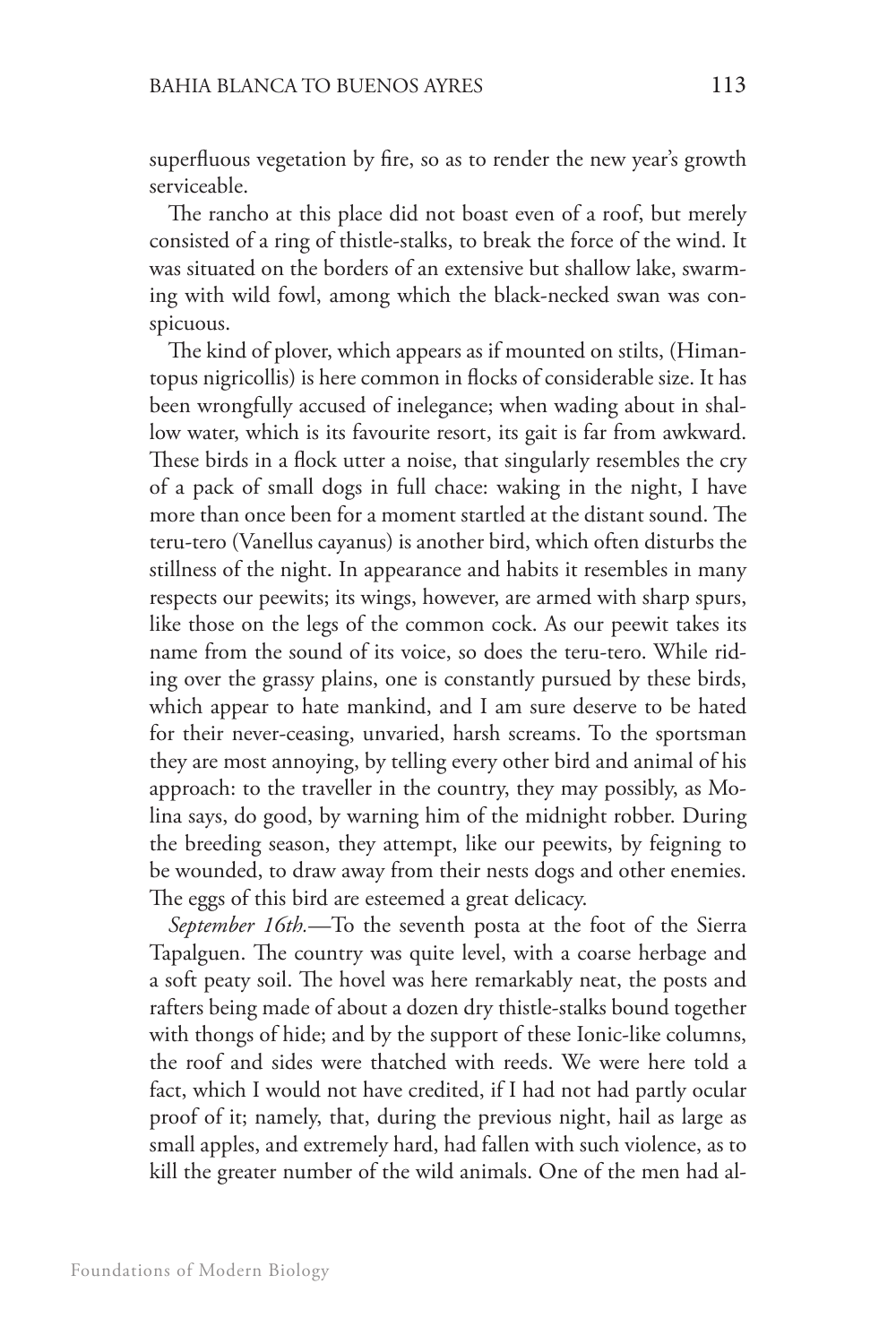superfluous vegetation by fire, so as to render the new year's growth serviceable.

The rancho at this place did not boast even of a roof, but merely consisted of a ring of thistle-stalks, to break the force of the wind. It was situated on the borders of an extensive but shallow lake, swarming with wild fowl, among which the black-necked swan was conspicuous.

The kind of plover, which appears as if mounted on stilts, (Himantopus nigricollis) is here common in flocks of considerable size. It has been wrongfully accused of inelegance; when wading about in shallow water, which is its favourite resort, its gait is far from awkward. These birds in a flock utter a noise, that singularly resembles the cry of a pack of small dogs in full chace: waking in the night, I have more than once been for a moment startled at the distant sound. The teru-tero (Vanellus cayanus) is another bird, which often disturbs the stillness of the night. In appearance and habits it resembles in many respects our peewits; its wings, however, are armed with sharp spurs, like those on the legs of the common cock. As our peewit takes its name from the sound of its voice, so does the teru-tero. While riding over the grassy plains, one is constantly pursued by these birds, which appear to hate mankind, and I am sure deserve to be hated for their never-ceasing, unvaried, harsh screams. To the sportsman they are most annoying, by telling every other bird and animal of his approach: to the traveller in the country, they may possibly, as Molina says, do good, by warning him of the midnight robber. During the breeding season, they attempt, like our peewits, by feigning to be wounded, to draw away from their nests dogs and other enemies. The eggs of this bird are esteemed a great delicacy.

*September 16th.*—To the seventh posta at the foot of the Sierra Tapalguen. The country was quite level, with a coarse herbage and a soft peaty soil. The hovel was here remarkably neat, the posts and rafters being made of about a dozen dry thistle-stalks bound together with thongs of hide; and by the support of these Ionic-like columns, the roof and sides were thatched with reeds. We were here told a fact, which I would not have credited, if I had not had partly ocular proof of it; namely, that, during the previous night, hail as large as small apples, and extremely hard, had fallen with such violence, as to kill the greater number of the wild animals. One of the men had al-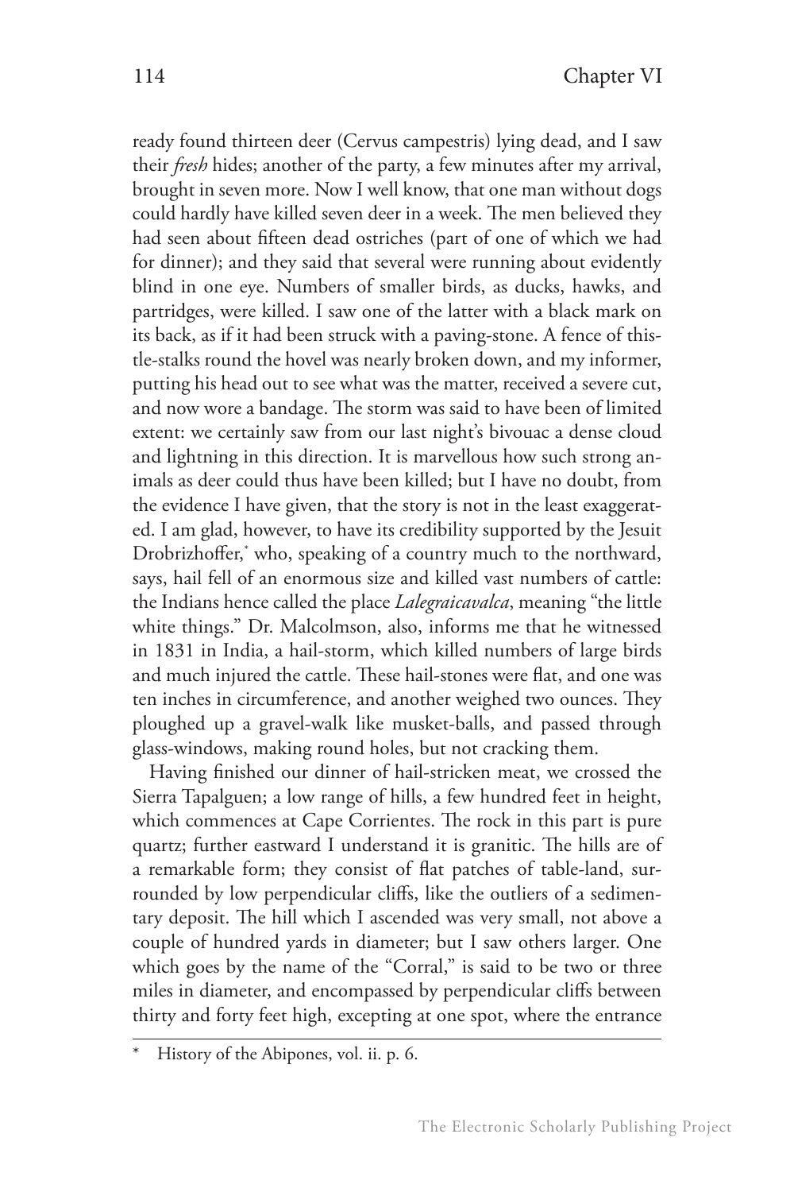ready found thirteen deer (Cervus campestris) lying dead, and I saw their *fresh* hides; another of the party, a few minutes after my arrival, brought in seven more. Now I well know, that one man without dogs could hardly have killed seven deer in a week. The men believed they had seen about fifteen dead ostriches (part of one of which we had for dinner); and they said that several were running about evidently blind in one eye. Numbers of smaller birds, as ducks, hawks, and partridges, were killed. I saw one of the latter with a black mark on its back, as if it had been struck with a paving-stone. A fence of thistle-stalks round the hovel was nearly broken down, and my informer, putting his head out to see what was the matter, received a severe cut, and now wore a bandage. The storm was said to have been of limited extent: we certainly saw from our last night's bivouac a dense cloud and lightning in this direction. It is marvellous how such strong animals as deer could thus have been killed; but I have no doubt, from the evidence I have given, that the story is not in the least exaggerated. I am glad, however, to have its credibility supported by the Jesuit Drobrizhoffer,* who, speaking of a country much to the northward, says, hail fell of an enormous size and killed vast numbers of cattle: the Indians hence called the place *Lalegraicavalca*, meaning "the little white things." Dr. Malcolmson, also, informs me that he witnessed in 1831 in India, a hail-storm, which killed numbers of large birds and much injured the cattle. These hail-stones were flat, and one was ten inches in circumference, and another weighed two ounces. They ploughed up a gravel-walk like musket-balls, and passed through glass-windows, making round holes, but not cracking them.

Having finished our dinner of hail-stricken meat, we crossed the Sierra Tapalguen; a low range of hills, a few hundred feet in height, which commences at Cape Corrientes. The rock in this part is pure quartz; further eastward I understand it is granitic. The hills are of a remarkable form; they consist of flat patches of table-land, surrounded by low perpendicular cliffs, like the outliers of a sedimentary deposit. The hill which I ascended was very small, not above a couple of hundred yards in diameter; but I saw others larger. One which goes by the name of the "Corral," is said to be two or three miles in diameter, and encompassed by perpendicular cliffs between thirty and forty feet high, excepting at one spot, where the entrance

---

\* History of the Abipones, vol. ii. p. 6.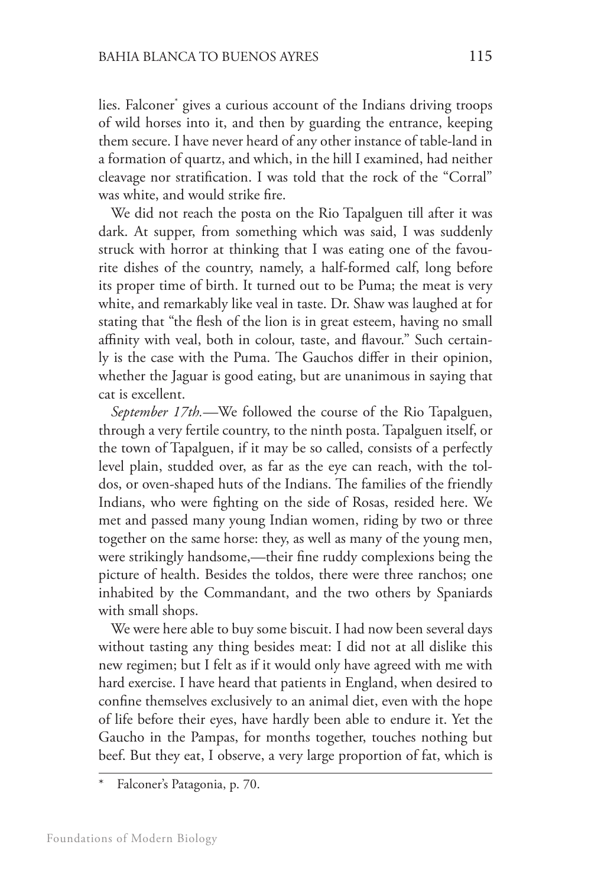lies. Falconer[*] gives a curious account of the Indians driving troops of wild horses into it, and then by guarding the entrance, keeping them secure. I have never heard of any other instance of table-land in a formation of quartz, and which, in the hill I examined, had neither cleavage nor stratification. I was told that the rock of the "Corral" was white, and would strike fire.

We did not reach the posta on the Rio Tapalguen till after it was dark. At supper, from something which was said, I was suddenly struck with horror at thinking that I was eating one of the favourite dishes of the country, namely, a half-formed calf, long before its proper time of birth. It turned out to be Puma; the meat is very white, and remarkably like veal in taste. Dr. Shaw was laughed at for stating that "the flesh of the lion is in great esteem, having no small affinity with veal, both in colour, taste, and flavour." Such certainly is the case with the Puma. The Gauchos differ in their opinion, whether the Jaguar is good eating, but are unanimous in saying that cat is excellent.

*September 17th.*—We followed the course of the Rio Tapalguen, through a very fertile country, to the ninth posta. Tapalguen itself, or the town of Tapalguen, if it may be so called, consists of a perfectly level plain, studded over, as far as the eye can reach, with the toldos, or oven-shaped huts of the Indians. The families of the friendly Indians, who were fighting on the side of Rosas, resided here. We met and passed many young Indian women, riding by two or three together on the same horse: they, as well as many of the young men, were strikingly handsome,—their fine ruddy complexions being the picture of health. Besides the toldos, there were three ranchos; one inhabited by the Commandant, and the two others by Spaniards with small shops.

We were here able to buy some biscuit. I had now been several days without tasting any thing besides meat: I did not at all dislike this new regimen; but I felt as if it would only have agreed with me with hard exercise. I have heard that patients in England, when desired to confine themselves exclusively to an animal diet, even with the hope of life before their eyes, have hardly been able to endure it. Yet the Gaucho in the Pampas, for months together, touches nothing but beef. But they eat, I observe, a very large proportion of fat, which is

---

[*] Falconer's Patagonia, p. 70.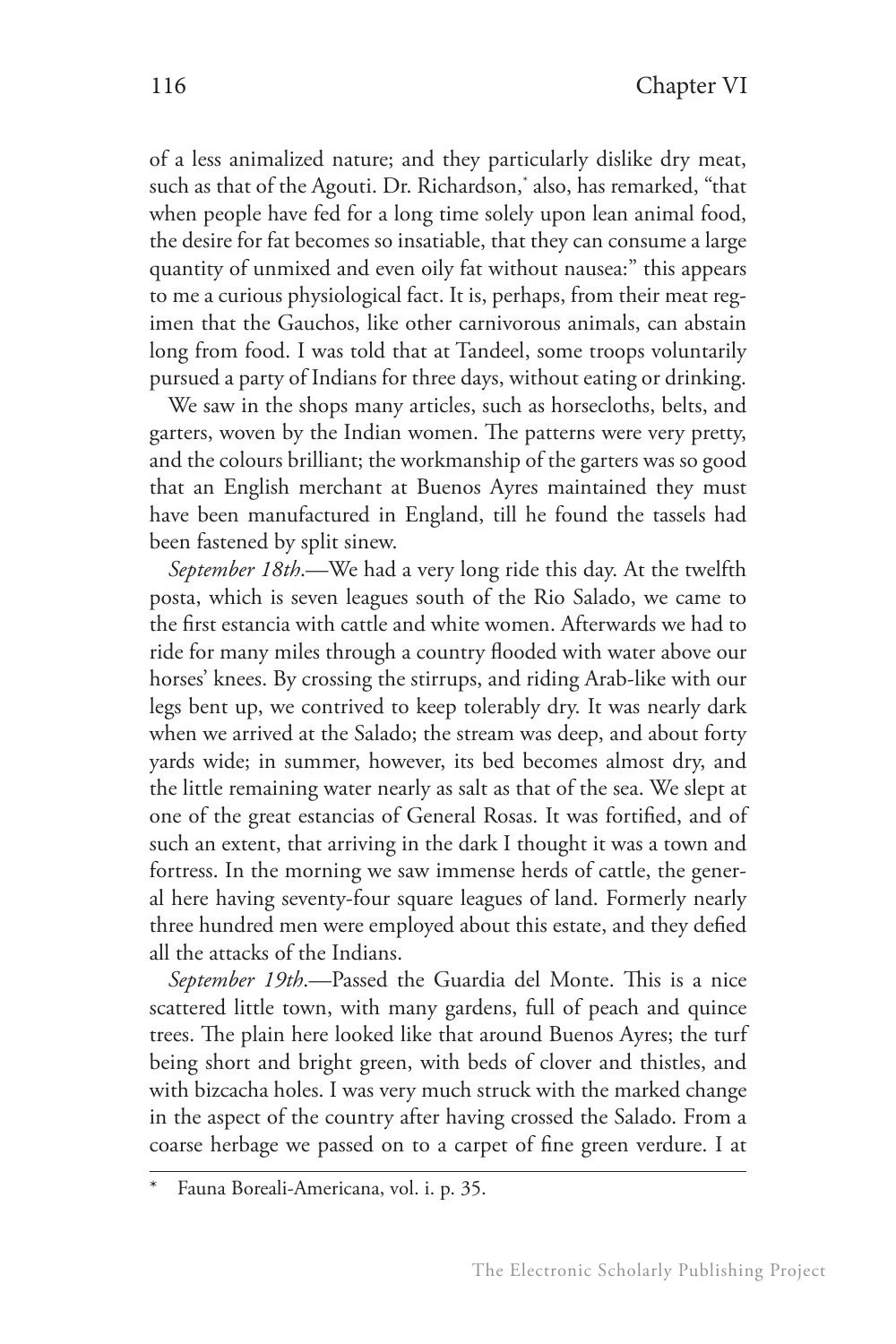of a less animalized nature; and they particularly dislike dry meat, such as that of the Agouti. Dr. Richardson,* also, has remarked, "that when people have fed for a long time solely upon lean animal food, the desire for fat becomes so insatiable, that they can consume a large quantity of unmixed and even oily fat without nausea:" this appears to me a curious physiological fact. It is, perhaps, from their meat regimen that the Gauchos, like other carnivorous animals, can abstain long from food. I was told that at Tandeel, some troops voluntarily pursued a party of Indians for three days, without eating or drinking.

We saw in the shops many articles, such as horsecloths, belts, and garters, woven by the Indian women. The patterns were very pretty, and the colours brilliant; the workmanship of the garters was so good that an English merchant at Buenos Ayres maintained they must have been manufactured in England, till he found the tassels had been fastened by split sinew.

*September 18th*.—We had a very long ride this day. At the twelfth posta, which is seven leagues south of the Rio Salado, we came to the first estancia with cattle and white women. Afterwards we had to ride for many miles through a country flooded with water above our horses' knees. By crossing the stirrups, and riding Arab-like with our legs bent up, we contrived to keep tolerably dry. It was nearly dark when we arrived at the Salado; the stream was deep, and about forty yards wide; in summer, however, its bed becomes almost dry, and the little remaining water nearly as salt as that of the sea. We slept at one of the great estancias of General Rosas. It was fortified, and of such an extent, that arriving in the dark I thought it was a town and fortress. In the morning we saw immense herds of cattle, the general here having seventy-four square leagues of land. Formerly nearly three hundred men were employed about this estate, and they defied all the attacks of the Indians.

*September 19th*.—Passed the Guardia del Monte. This is a nice scattered little town, with many gardens, full of peach and quince trees. The plain here looked like that around Buenos Ayres; the turf being short and bright green, with beds of clover and thistles, and with bizcacha holes. I was very much struck with the marked change in the aspect of the country after having crossed the Salado. From a coarse herbage we passed on to a carpet of fine green verdure. I at

---

\* Fauna Boreali-Americana, vol. i. p. 35.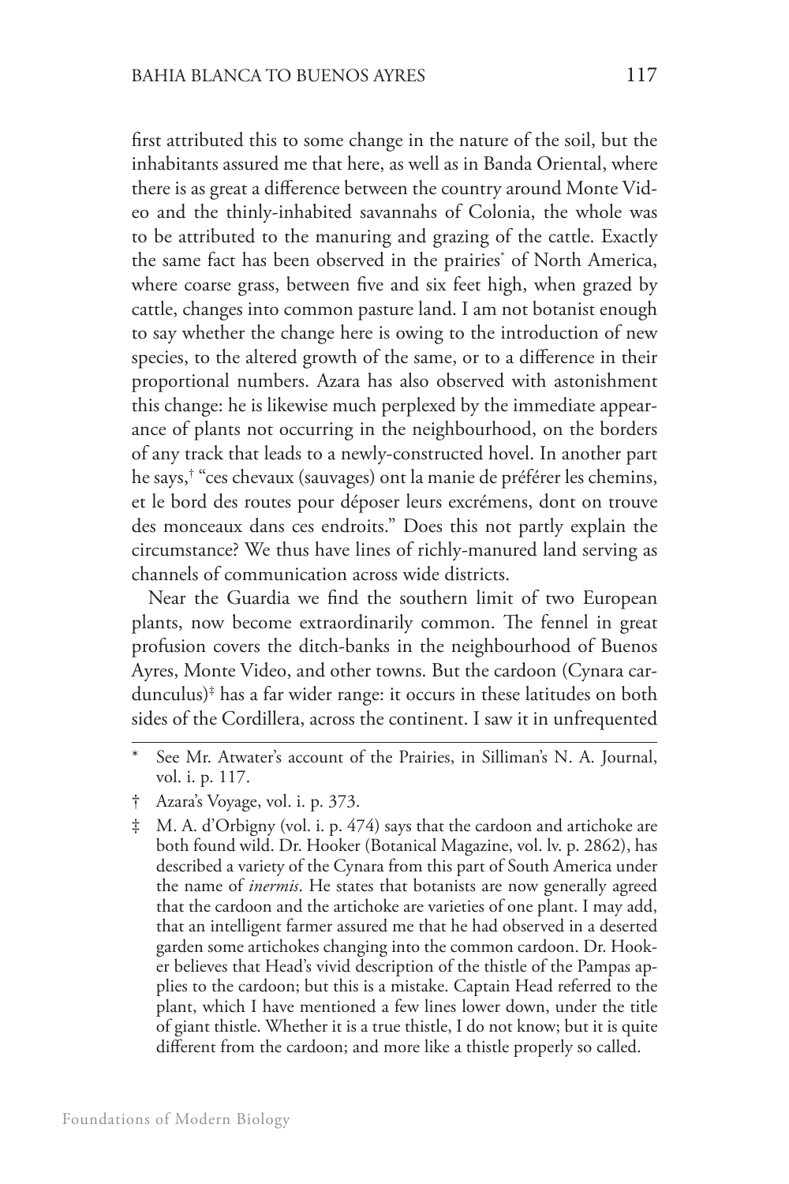first attributed this to some change in the nature of the soil, but the inhabitants assured me that here, as well as in Banda Oriental, where there is as great a difference between the country around Monte Video and the thinly-inhabited savannahs of Colonia, the whole was to be attributed to the manuring and grazing of the cattle. Exactly the same fact has been observed in the prairies* of North America, where coarse grass, between five and six feet high, when grazed by cattle, changes into common pasture land. I am not botanist enough to say whether the change here is owing to the introduction of new species, to the altered growth of the same, or to a difference in their proportional numbers. Azara has also observed with astonishment this change: he is likewise much perplexed by the immediate appearance of plants not occurring in the neighbourhood, on the borders of any track that leads to a newly-constructed hovel. In another part he says,† "ces chevaux (sauvages) ont la manie de préférer les chemins, et le bord des routes pour déposer leurs excrémens, dont on trouve des monceaux dans ces endroits." Does this not partly explain the circumstance? We thus have lines of richly-manured land serving as channels of communication across wide districts.

Near the Guardia we find the southern limit of two European plants, now become extraordinarily common. The fennel in great profusion covers the ditch-banks in the neighbourhood of Buenos Ayres, Monte Video, and other towns. But the cardoon (Cynara cardunculus)‡ has a far wider range: it occurs in these latitudes on both sides of the Cordillera, across the continent. I saw it in unfrequented

---

\* See Mr. Atwater's account of the Prairies, in Silliman's N. A. Journal, vol. i. p. 117.

† Azara's Voyage, vol. i. p. 373.

‡ M. A. d'Orbigny (vol. i. p. 474) says that the cardoon and artichoke are both found wild. Dr. Hooker (Botanical Magazine, vol. lv. p. 2862), has described a variety of the Cynara from this part of South America under the name of *inermis*. He states that botanists are now generally agreed that the cardoon and the artichoke are varieties of one plant. I may add, that an intelligent farmer assured me that he had observed in a deserted garden some artichokes changing into the common cardoon. Dr. Hooker believes that Head's vivid description of the thistle of the Pampas applies to the cardoon; but this is a mistake. Captain Head referred to the plant, which I have mentioned a few lines lower down, under the title of giant thistle. Whether it is a true thistle, I do not know; but it is quite different from the cardoon; and more like a thistle properly so called.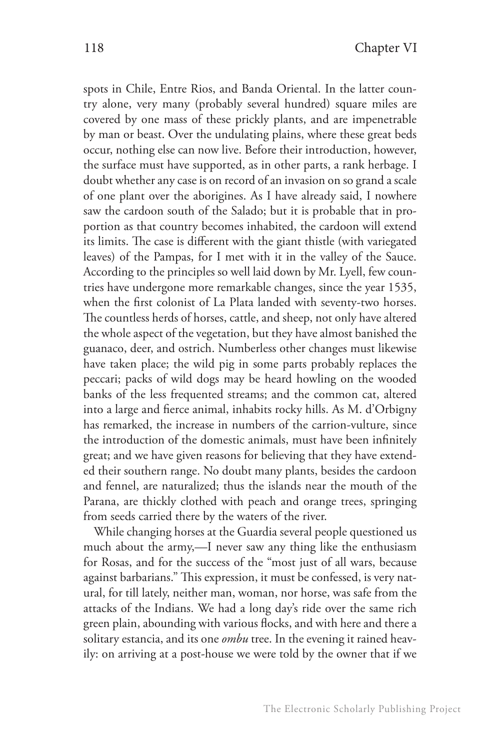spots in Chile, Entre Rios, and Banda Oriental. In the latter country alone, very many (probably several hundred) square miles are covered by one mass of these prickly plants, and are impenetrable by man or beast. Over the undulating plains, where these great beds occur, nothing else can now live. Before their introduction, however, the surface must have supported, as in other parts, a rank herbage. I doubt whether any case is on record of an invasion on so grand a scale of one plant over the aborigines. As I have already said, I nowhere saw the cardoon south of the Salado; but it is probable that in proportion as that country becomes inhabited, the cardoon will extend its limits. The case is different with the giant thistle (with variegated leaves) of the Pampas, for I met with it in the valley of the Sauce. According to the principles so well laid down by Mr. Lyell, few countries have undergone more remarkable changes, since the year 1535, when the first colonist of La Plata landed with seventy-two horses. The countless herds of horses, cattle, and sheep, not only have altered the whole aspect of the vegetation, but they have almost banished the guanaco, deer, and ostrich. Numberless other changes must likewise have taken place; the wild pig in some parts probably replaces the peccari; packs of wild dogs may be heard howling on the wooded banks of the less frequented streams; and the common cat, altered into a large and fierce animal, inhabits rocky hills. As M. d'Orbigny has remarked, the increase in numbers of the carrion-vulture, since the introduction of the domestic animals, must have been infinitely great; and we have given reasons for believing that they have extended their southern range. No doubt many plants, besides the cardoon and fennel, are naturalized; thus the islands near the mouth of the Parana, are thickly clothed with peach and orange trees, springing from seeds carried there by the waters of the river.

While changing horses at the Guardia several people questioned us much about the army,—I never saw any thing like the enthusiasm for Rosas, and for the success of the "most just of all wars, because against barbarians." This expression, it must be confessed, is very natural, for till lately, neither man, woman, nor horse, was safe from the attacks of the Indians. We had a long day's ride over the same rich green plain, abounding with various flocks, and with here and there a solitary estancia, and its one *ombu* tree. In the evening it rained heavily: on arriving at a post-house we were told by the owner that if we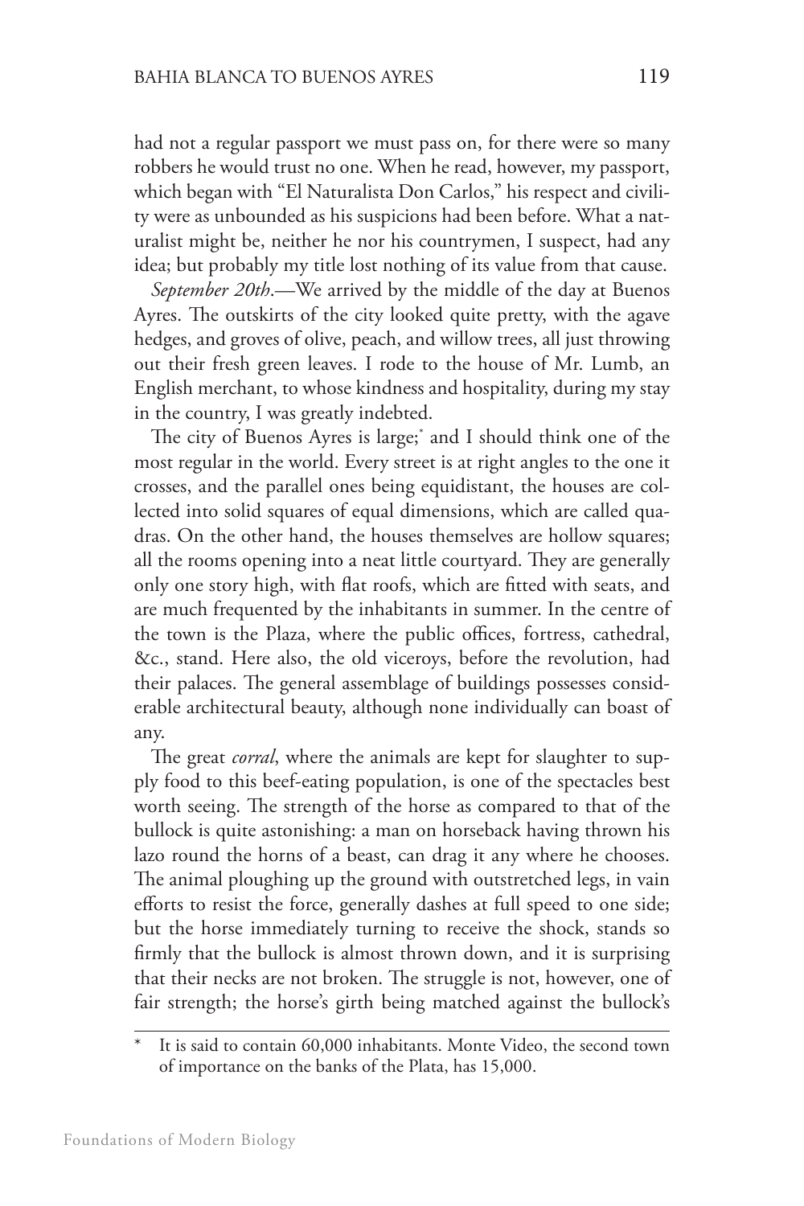had not a regular passport we must pass on, for there were so many robbers he would trust no one. When he read, however, my passport, which began with "El Naturalista Don Carlos," his respect and civility were as unbounded as his suspicions had been before. What a naturalist might be, neither he nor his countrymen, I suspect, had any idea; but probably my title lost nothing of its value from that cause.

*September 20th*.—We arrived by the middle of the day at Buenos Ayres. The outskirts of the city looked quite pretty, with the agave hedges, and groves of olive, peach, and willow trees, all just throwing out their fresh green leaves. I rode to the house of Mr. Lumb, an English merchant, to whose kindness and hospitality, during my stay in the country, I was greatly indebted.

The city of Buenos Ayres is large;* and I should think one of the most regular in the world. Every street is at right angles to the one it crosses, and the parallel ones being equidistant, the houses are collected into solid squares of equal dimensions, which are called quadras. On the other hand, the houses themselves are hollow squares; all the rooms opening into a neat little courtyard. They are generally only one story high, with flat roofs, which are fitted with seats, and are much frequented by the inhabitants in summer. In the centre of the town is the Plaza, where the public offices, fortress, cathedral, &c., stand. Here also, the old viceroys, before the revolution, had their palaces. The general assemblage of buildings possesses considerable architectural beauty, although none individually can boast of any.

The great *corral*, where the animals are kept for slaughter to supply food to this beef-eating population, is one of the spectacles best worth seeing. The strength of the horse as compared to that of the bullock is quite astonishing: a man on horseback having thrown his lazo round the horns of a beast, can drag it any where he chooses. The animal ploughing up the ground with outstretched legs, in vain efforts to resist the force, generally dashes at full speed to one side; but the horse immediately turning to receive the shock, stands so firmly that the bullock is almost thrown down, and it is surprising that their necks are not broken. The struggle is not, however, one of fair strength; the horse's girth being matched against the bullock's

---

* It is said to contain 60,000 inhabitants. Monte Video, the second town of importance on the banks of the Plata, has 15,000.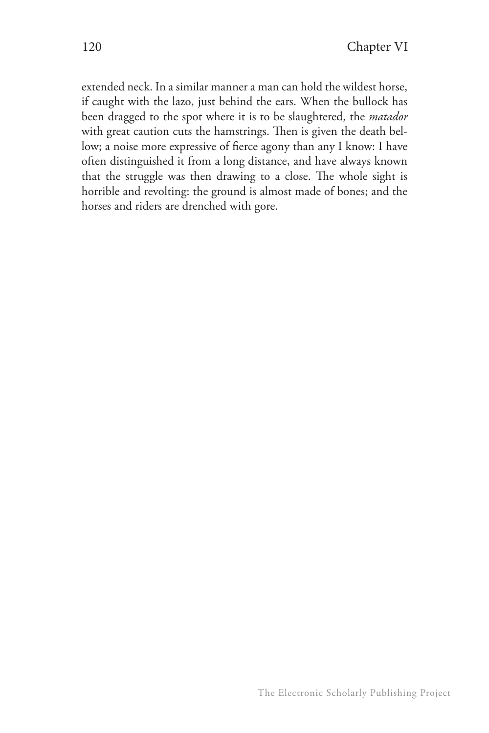extended neck. In a similar manner a man can hold the wildest horse, if caught with the lazo, just behind the ears. When the bullock has been dragged to the spot where it is to be slaughtered, the *matador* with great caution cuts the hamstrings. Then is given the death bellow; a noise more expressive of fierce agony than any I know: I have often distinguished it from a long distance, and have always known that the struggle was then drawing to a close. The whole sight is horrible and revolting: the ground is almost made of bones; and the horses and riders are drenched with gore.